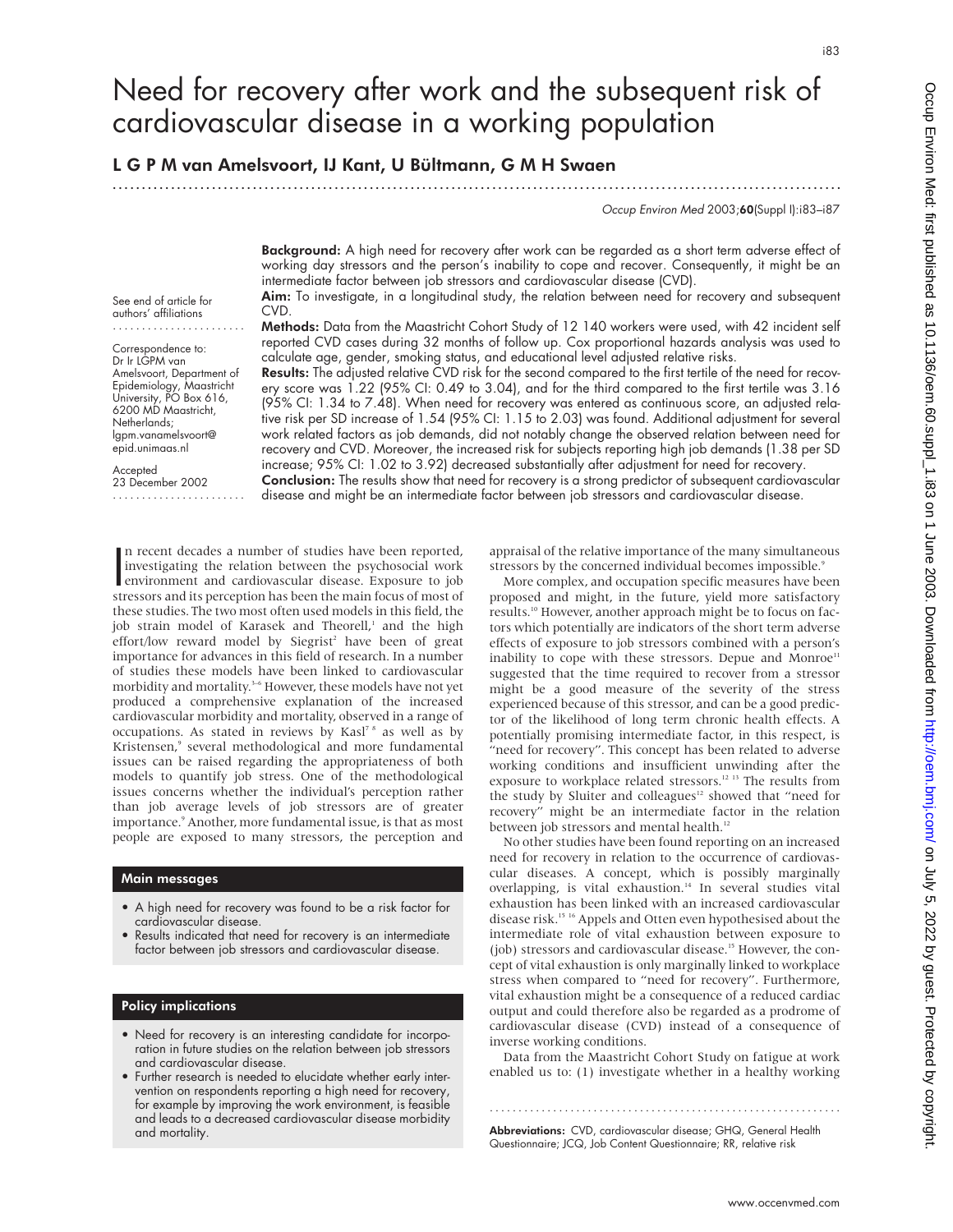# Need for recovery after work and the subsequent risk of cardiovascular disease in a working population

## L G P M van Amelsvoort, IJ Kant, U Bültmann, G M H Swaen

See end of article for authors' affiliations

Correspondence to: Dr Ir LGPM van Amelsvoort, Department of Epidemiology, Maastricht University, PO Box 616, 6200 MD Maastricht, Netherlands; lgpm.vanamelsvoort@epid.unimaas.nl

Accepted 23 December 2002

**Background:** A high need for recovery after work can be regarded as a short term adverse effect of working day stressors and the person's inability to cope and recover. Consequently, it might be an intermediate factor between job stressors and cardiovascular disease (CVD).

**Aim:** To investigate, in a longitudinal study, the relation between need for recovery and subsequent CVD.

**Methods:** Data from the Maastricht Cohort Study of 12 140 workers were used, with 42 incident self reported CVD cases during 32 months of follow up. Cox proportional hazards analysis was used to calculate age, gender, smoking status, and educational level adjusted relative risks.

**Results:** The adjusted relative CVD risk for the second compared to the first tertile of the need for recovery score was 1.22 (95% CI: 0.49 to 3.04), and for the third compared to the first tertile was 3.16 (95% CI: 1.34 to 7.48). When need for recovery was entered as continuous score, an adjusted relative risk per SD increase of 1.54 (95% CI: 1.15 to 2.03) was found. Additional adjustment for several work related factors as job demands, did not notably change the observed relation between need for recovery and CVD. Moreover, the increased risk for subjects reporting high job demands (1.38 per SD increase; 95% CI: 1.02 to 3.92) decreased substantially after adjustment for need for recovery.

**Conclusion:** The results show that need for recovery is a strong predictor of subsequent cardiovascular disease and might be an intermediate factor between job stressors and cardiovascular disease.

In recent decades a number of studies have been reported, investigating the relation between the psychosocial work environment and cardiovascular disease. Exposure to job stressors and its perception has been the main focus of most of these studies. The two most often used models in this field, the job strain model of Karasek and Theorell,[1] and the high effort/low reward model by Siegrist[2] have been of great importance for advances in this field of research. In a number of studies these models have been linked to cardiovascular morbidity and mortality.[3–6] However, these models have not yet produced a comprehensive explanation of the increased cardiovascular morbidity and mortality, observed in a range of occupations. As stated in reviews by Kasl[7,8] as well as by Kristensen,[9] several methodological and more fundamental issues can be raised regarding the appropriateness of both models to quantify job stress. One of the methodological issues concerns whether the individual's perception rather than job average levels of job stressors are of greater importance.[9] Another, more fundamental issue, is that as most people are exposed to many stressors, the perception and appraisal of the relative importance of the many simultaneous stressors by the concerned individual becomes impossible.[9]

More complex, and occupation specific measures have been proposed and might, in the future, yield more satisfactory results.[10] However, another approach might be to focus on factors which potentially are indicators of the short term adverse effects of exposure to job stressors combined with a person's inability to cope with these stressors. Depue and Monroe[11] suggested that the time required to recover from a stressor might be a good measure of the severity of the stress experienced because of this stressor, and can be a good predictor of the likelihood of long term chronic health effects. A potentially promising intermediate factor, in this respect, is "need for recovery". This concept has been related to adverse working conditions and insufficient unwinding after the exposure to workplace related stressors.[12,13] The results from the study by Sluiter and colleagues[12] showed that "need for recovery" might be an intermediate factor in the relation between job stressors and mental health.[12]

No other studies have been found reporting on an increased need for recovery in relation to the occurrence of cardiovascular diseases. A concept, which is possibly marginally overlapping, is vital exhaustion.[14] In several studies vital exhaustion has been linked with an increased cardiovascular disease risk.[15,16] Appels and Otten even hypothesised about the intermediate role of vital exhaustion between exposure to (job) stressors and cardiovascular disease.[15] However, the concept of vital exhaustion is only marginally linked to workplace stress when compared to "need for recovery". Furthermore, vital exhaustion might be a consequence of a reduced cardiac output and could therefore also be regarded as a prodrome of cardiovascular disease (CVD) instead of a consequence of inverse working conditions.

Data from the Maastricht Cohort Study on fatigue at work enabled us to: (1) investigate whether in a healthy working

### Main messages

- A high need for recovery was found to be a risk factor for cardiovascular disease.
- Results indicated that need for recovery is an intermediate factor between job stressors and cardiovascular disease.

### Policy implications

- Need for recovery is an interesting candidate for incorporation in future studies on the relation between job stressors and cardiovascular disease.
- Further research is needed to elucidate whether early intervention on respondents reporting a high need for recovery, for example by improving the work environment, is feasible and leads to a decreased cardiovascular disease morbidity and mortality.

**Abbreviations:** CVD, cardiovascular disease; GHQ, General Health Questionnaire; JCQ, Job Content Questionnaire; RR, relative risk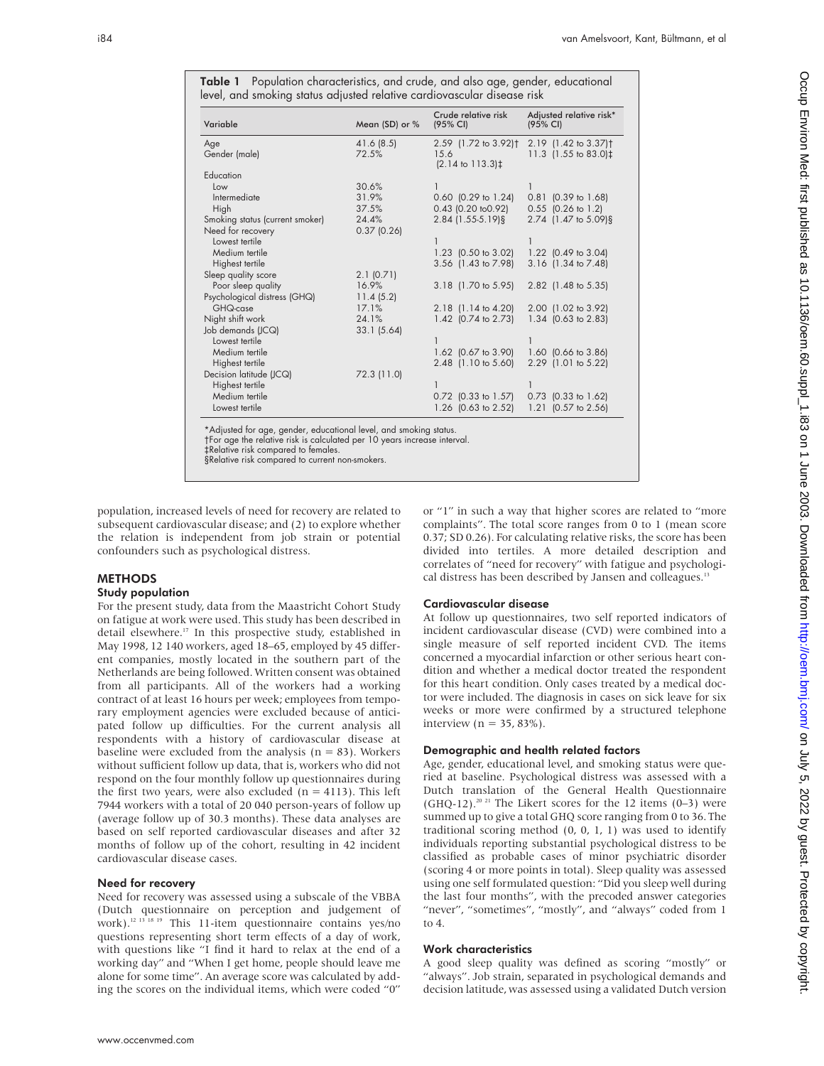**Table 1** Population characteristics, and crude, and also age, gender, educational level, and smoking status adjusted relative cardiovascular disease risk

| Variable | Mean (SD) or % | Crude relative risk (95% CI) | Adjusted relative risk* (95% CI) |
|---|---|---|---|
| Age | 41.6 (8.5) | 2.59 (1.72 to 3.92)† | 2.19 (1.42 to 3.37)† |
| Gender (male) | 72.5% | 15.6 (2.14 to 113.3)‡ | 11.3 (1.55 to 83.0)‡ |
| Education | | | |
| Low | 30.6% | 1 | 1 |
| Intermediate | 31.9% | 0.60 (0.29 to 1.24) | 0.81 (0.39 to 1.68) |
| High | 37.5% | 0.43 (0.20 to0.92) | 0.55 (0.26 to 1.2) |
| Smoking status (current smoker) | 24.4% | 2.84 (1.55-5.19)§ | 2.74 (1.47 to 5.09)§ |
| Need for recovery | 0.37 (0.26) | | |
| Lowest tertile | | 1 | 1 |
| Medium tertile | | 1.23 (0.50 to 3.02) | 1.22 (0.49 to 3.04) |
| Highest tertile | | 3.56 (1.43 to 7.98) | 3.16 (1.34 to 7.48) |
| Sleep quality score | 2.1 (0.71) | | |
| Poor sleep quality | 16.9% | 3.18 (1.70 to 5.95) | 2.82 (1.48 to 5.35) |
| Psychological distress (GHQ) | 11.4 (5.2) | | |
| GHQ-case | 17.1% | 2.18 (1.14 to 4.20) | 2.00 (1.02 to 3.92) |
| Night shift work | 24.1% | 1.42 (0.74 to 2.73) | 1.34 (0.63 to 2.83) |
| Job demands (JCQ) | 33.1 (5.64) | | |
| Lowest tertile | | 1 | 1 |
| Medium tertile | | 1.62 (0.67 to 3.90) | 1.60 (0.66 to 3.86) |
| Highest tertile | | 2.48 (1.10 to 5.60) | 2.29 (1.01 to 5.22) |
| Decision latitude (JCQ) | 72.3 (11.0) | | |
| Highest tertile | | 1 | 1 |
| Medium tertile | | 0.72 (0.33 to 1.57) | 0.73 (0.33 to 1.62) |
| Lowest tertile | | 1.26 (0.63 to 2.52) | 1.21 (0.57 to 2.56) |

*Adjusted for age, gender, educational level, and smoking status.
†For age the relative risk is calculated per 10 years increase interval.
‡Relative risk compared to females.
§Relative risk compared to current non-smokers.

population, increased levels of need for recovery are related to subsequent cardiovascular disease; and (2) to explore whether the relation is independent from job strain or potential confounders such as psychological distress.

## METHODS

### Study population

For the present study, data from the Maastricht Cohort Study on fatigue at work were used. This study has been described in detail elsewhere.[17] In this prospective study, established in May 1998, 12 140 workers, aged 18–65, employed by 45 different companies, mostly located in the southern part of the Netherlands are being followed. Written consent was obtained from all participants. All of the workers had a working contract of at least 16 hours per week; employees from temporary employment agencies were excluded because of anticipated follow up difficulties. For the current analysis all respondents with a history of cardiovascular disease at baseline were excluded from the analysis (n = 83). Workers without sufficient follow up data, that is, workers who did not respond on the four monthly follow up questionnaires during the first two years, were also excluded (n = 4113). This left 7944 workers with a total of 20 040 person-years of follow up (average follow up of 30.3 months). These data analyses are based on self reported cardiovascular diseases and after 32 months of follow up of the cohort, resulting in 42 incident cardiovascular disease cases.

### Need for recovery

Need for recovery was assessed using a subscale of the VBBA (Dutch questionnaire on perception and judgement of work).[12 13 18 19] This 11-item questionnaire contains yes/no questions representing short term effects of a day of work, with questions like "I find it hard to relax at the end of a working day" and "When I get home, people should leave me alone for some time". An average score was calculated by adding the scores on the individual items, which were coded "0" or "1" in such a way that higher scores are related to "more complaints". The total score ranges from 0 to 1 (mean score 0.37; SD 0.26). For calculating relative risks, the score has been divided into tertiles. A more detailed description and correlates of "need for recovery" with fatigue and psychological distress has been described by Jansen and colleagues.[13]

### Cardiovascular disease

At follow up questionnaires, two self reported indicators of incident cardiovascular disease (CVD) were combined into a single measure of self reported incident CVD. The items concerned a myocardial infarction or other serious heart condition and whether a medical doctor treated the respondent for this heart condition. Only cases treated by a medical doctor were included. The diagnosis in cases on sick leave for six weeks or more were confirmed by a structured telephone interview (n = 35, 83%).

### Demographic and health related factors

Age, gender, educational level, and smoking status were queried at baseline. Psychological distress was assessed with a Dutch translation of the General Health Questionnaire (GHQ-12).[20 21] The Likert scores for the 12 items (0–3) were summed up to give a total GHQ score ranging from 0 to 36. The traditional scoring method (0, 0, 1, 1) was used to identify individuals reporting substantial psychological distress to be classified as probable cases of minor psychiatric disorder (scoring 4 or more points in total). Sleep quality was assessed using one self formulated question: "Did you sleep well during the last four months", with the precoded answer categories "never", "sometimes", "mostly", and "always" coded from 1 to 4.

### Work characteristics

A good sleep quality was defined as scoring "mostly" or "always". Job strain, separated in psychological demands and decision latitude, was assessed using a validated Dutch version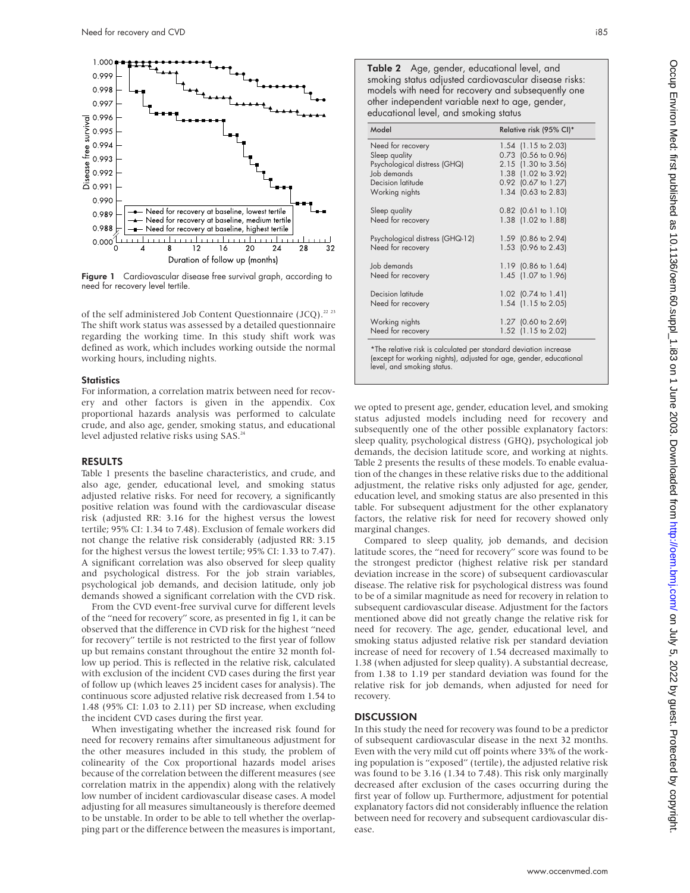**Figure 1** Cardiovascular disease free survival graph, according to need for recovery level tertile.

of the self administered Job Content Questionnaire (JCQ).[22 23] The shift work status was assessed by a detailed questionnaire regarding the working time. In this study shift work was defined as work, which includes working outside the normal working hours, including nights.

### Statistics

For information, a correlation matrix between need for recovery and other factors is given in the appendix. Cox proportional hazards analysis was performed to calculate crude, and also age, gender, smoking status, and educational level adjusted relative risks using SAS.[24]

## RESULTS

Table 1 presents the baseline characteristics, and crude, and also age, gender, educational level, and smoking status adjusted relative risks. For need for recovery, a significantly positive relation was found with the cardiovascular disease risk (adjusted RR: 3.16 for the highest versus the lowest tertile; 95% CI: 1.34 to 7.48). Exclusion of female workers did not change the relative risk considerably (adjusted RR: 3.15 for the highest versus the lowest tertile; 95% CI: 1.33 to 7.47). A significant correlation was also observed for sleep quality and psychological distress. For the job strain variables, psychological job demands, and decision latitude, only job demands showed a significant correlation with the CVD risk.

From the CVD event-free survival curve for different levels of the "need for recovery" score, as presented in fig 1, it can be observed that the difference in CVD risk for the highest "need for recovery" tertile is not restricted to the first year of follow up but remains constant throughout the entire 32 month follow up period. This is reflected in the relative risk, calculated with exclusion of the incident CVD cases during the first year of follow up (which leaves 25 incident cases for analysis). The continuous score adjusted relative risk decreased from 1.54 to 1.48 (95% CI: 1.03 to 2.11) per SD increase, when excluding the incident CVD cases during the first year.

When investigating whether the increased risk found for need for recovery remains after simultaneous adjustment for the other measures included in this study, the problem of colinearity of the Cox proportional hazards model arises because of the correlation between the different measures (see correlation matrix in the appendix) along with the relatively low number of incident cardiovascular disease cases. A model adjusting for all measures simultaneously is therefore deemed to be unstable. In order to be able to tell whether the overlapping part or the difference between the measures is important, we opted to present age, gender, education level, and smoking status adjusted models including need for recovery and subsequently one of the other possible explanatory factors: sleep quality, psychological distress (GHQ), psychological job demands, the decision latitude score, and working at nights. Table 2 presents the results of these models. To enable evaluation of the changes in these relative risks due to the additional adjustment, the relative risks only adjusted for age, gender, education level, and smoking status are also presented in this table. For subsequent adjustment for the other explanatory factors, the relative risk for need for recovery showed only marginal changes.

**Table 2** Age, gender, educational level, and smoking status adjusted cardiovascular disease risks: models with need for recovery and subsequently one other independent variable next to age, gender, educational level, and smoking status

| Model | Relative risk (95% CI)* |
|---|---|
| Need for recovery | 1.54 (1.15 to 2.03) |
| Sleep quality | 0.73 (0.56 to 0.96) |
| Psychological distress (GHQ) | 2.15 (1.30 to 3.56) |
| Job demands | 1.38 (1.02 to 3.92) |
| Decision latitude | 0.92 (0.67 to 1.27) |
| Working nights | 1.34 (0.63 to 2.83) |
| | |
| Sleep quality | 0.82 (0.61 to 1.10) |
| Need for recovery | 1.38 (1.02 to 1.88) |
| | |
| Psychological distress (GHQ-12) | 1.59 (0.86 to 2.94) |
| Need for recovery | 1.53 (0.96 to 2.43) |
| | |
| Job demands | 1.19 (0.86 to 1.64) |
| Need for recovery | 1.45 (1.07 to 1.96) |
| | |
| Decision latitude | 1.02 (0.74 to 1.41) |
| Need for recovery | 1.54 (1.15 to 2.05) |
| | |
| Working nights | 1.27 (0.60 to 2.69) |
| Need for recovery | 1.52 (1.15 to 2.02) |

*The relative risk is calculated per standard deviation increase (except for working nights), adjusted for age, gender, educational level, and smoking status.

Compared to sleep quality, job demands, and decision latitude scores, the "need for recovery" score was found to be the strongest predictor (highest relative risk per standard deviation increase in the score) of subsequent cardiovascular disease. The relative risk for psychological distress was found to be of a similar magnitude as need for recovery in relation to subsequent cardiovascular disease. Adjustment for the factors mentioned above did not greatly change the relative risk for need for recovery. The age, gender, educational level, and smoking status adjusted relative risk per standard deviation increase of need for recovery of 1.54 decreased maximally to 1.38 (when adjusted for sleep quality). A substantial decrease, from 1.38 to 1.19 per standard deviation was found for the relative risk for job demands, when adjusted for need for recovery.

## DISCUSSION

In this study the need for recovery was found to be a predictor of subsequent cardiovascular disease in the next 32 months. Even with the very mild cut off points where 33% of the working population is "exposed" (tertile), the adjusted relative risk was found to be 3.16 (1.34 to 7.48). This risk only marginally decreased after exclusion of the cases occurring during the first year of follow up. Furthermore, adjustment for potential explanatory factors did not considerably influence the relation between need for recovery and subsequent cardiovascular disease.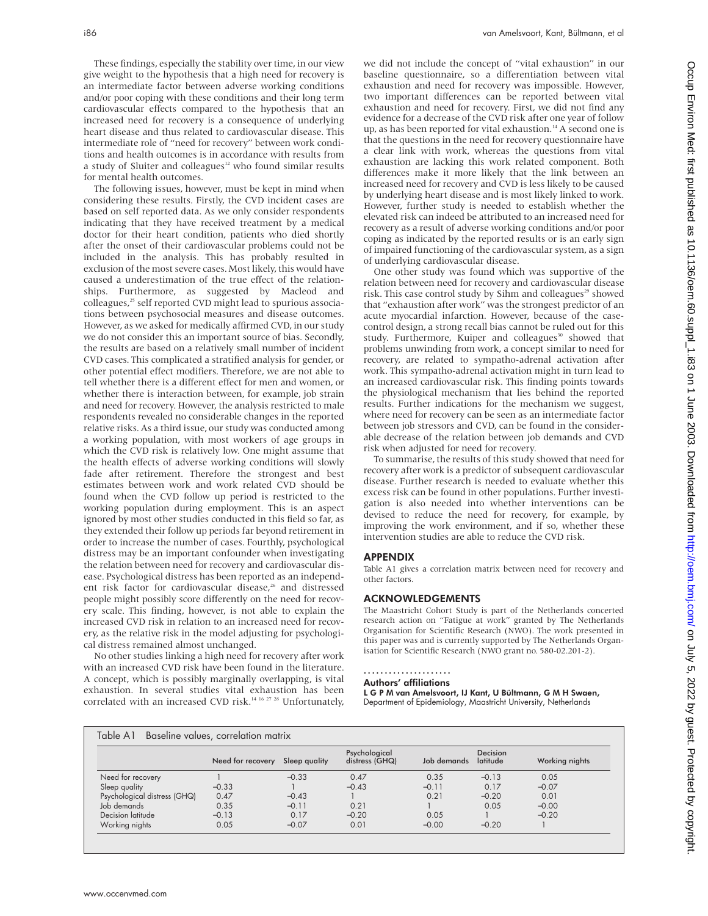These findings, especially the stability over time, in our view give weight to the hypothesis that a high need for recovery is an intermediate factor between adverse working conditions and/or poor coping with these conditions and their long term cardiovascular effects compared to the hypothesis that an increased need for recovery is a consequence of underlying heart disease and thus related to cardiovascular disease. This intermediate role of "need for recovery" between work conditions and health outcomes is in accordance with results from a study of Sluiter and colleagues[12] who found similar results for mental health outcomes.

The following issues, however, must be kept in mind when considering these results. Firstly, the CVD incident cases are based on self reported data. As we only consider respondents indicating that they have received treatment by a medical doctor for their heart condition, patients who died shortly after the onset of their cardiovascular problems could not be included in the analysis. This has probably resulted in exclusion of the most severe cases. Most likely, this would have caused a underestimation of the true effect of the relationships. Furthermore, as suggested by Macleod and colleagues,[25] self reported CVD might lead to spurious associations between psychosocial measures and disease outcomes. However, as we asked for medically affirmed CVD, in our study we do not consider this an important source of bias. Secondly, the results are based on a relatively small number of incident CVD cases. This complicated a stratified analysis for gender, or other potential effect modifiers. Therefore, we are not able to tell whether there is a different effect for men and women, or whether there is interaction between, for example, job strain and need for recovery. However, the analysis restricted to male respondents revealed no considerable changes in the reported relative risks. As a third issue, our study was conducted among a working population, with most workers of age groups in which the CVD risk is relatively low. One might assume that the health effects of adverse working conditions will slowly fade after retirement. Therefore the strongest and best estimates between work and work related CVD should be found when the CVD follow up period is restricted to the working population during employment. This is an aspect ignored by most other studies conducted in this field so far, as they extended their follow up periods far beyond retirement in order to increase the number of cases. Fourthly, psychological distress may be an important confounder when investigating the relation between need for recovery and cardiovascular disease. Psychological distress has been reported as an independent risk factor for cardiovascular disease,[26] and distressed people might possibly score differently on the need for recovery scale. This finding, however, is not able to explain the increased CVD risk in relation to an increased need for recovery, as the relative risk in the model adjusting for psychological distress remained almost unchanged.

No other studies linking a high need for recovery after work with an increased CVD risk have been found in the literature. A concept, which is possibly marginally overlapping, is vital exhaustion. In several studies vital exhaustion has been correlated with an increased CVD risk.[14 16 27 28] Unfortunately, we did not include the concept of "vital exhaustion" in our baseline questionnaire, so a differentiation between vital exhaustion and need for recovery was impossible. However, two important differences can be reported between vital exhaustion and need for recovery. First, we did not find any evidence for a decrease of the CVD risk after one year of follow up, as has been reported for vital exhaustion.[14] A second one is that the questions in the need for recovery questionnaire have a clear link with work, whereas the questions from vital exhaustion are lacking this work related component. Both differences make it more likely that the link between an increased need for recovery and CVD is less likely to be caused by underlying heart disease and is most likely linked to work. However, further study is needed to establish whether the elevated risk can indeed be attributed to an increased need for recovery as a result of adverse working conditions and/or poor coping as indicated by the reported results or is an early sign of impaired functioning of the cardiovascular system, as a sign of underlying cardiovascular disease.

One other study was found which was supportive of the relation between need for recovery and cardiovascular disease risk. The case control study by Sihm and colleagues[29] showed that "exhaustion after work" was the strongest predictor of an acute myocardial infarction. However, because of the case-control design, a strong recall bias cannot be ruled out for this study. Furthermore, Kuiper and colleagues[30] showed that problems unwinding from work, a concept similar to need for recovery, are related to sympatho-adrenal activation after work. This sympatho-adrenal activation might in turn lead to an increased cardiovascular risk. This finding points towards the physiological mechanism that lies behind the reported results. Further indications for the mechanism we suggest, where need for recovery can be seen as an intermediate factor between job stressors and CVD, can be found in the considerable decrease of the relation between job demands and CVD risk when adjusted for need for recovery.

To summarise, the results of this study showed that need for recovery after work is a predictor of subsequent cardiovascular disease. Further research is needed to evaluate whether this excess risk can be found in other populations. Further investigation is also needed into whether interventions can be devised to reduce the need for recovery, for example, by improving the work environment, and if so, whether these intervention studies are able to reduce the CVD risk.

## APPENDIX

Table A1 gives a correlation matrix between need for recovery and other factors.

## ACKNOWLEDGEMENTS

The Maastricht Cohort Study is part of the Netherlands concerted research action on "Fatigue at work" granted by The Netherlands Organisation for Scientific Research (NWO). The work presented in this paper was and is currently supported by The Netherlands Organisation for Scientific Research (NWO grant no. 580-02.201-2).

### Authors' affiliations

**L G P M van Amelsvoort, IJ Kant, U Bültmann, G M H Swaen,** Department of Epidemiology, Maastricht University, Netherlands

Table A1 Baseline values, correlation matrix

| | Need for recovery | Sleep quality | Psychological distress (GHQ) | Job demands | Decision latitude | Working nights |
|---|---|---|---|---|---|---|
| Need for recovery | 1 | −0.33 | 0.47 | 0.35 | −0.13 | 0.05 |
| Sleep quality | −0.33 | 1 | −0.43 | −0.11 | 0.17 | −0.07 |
| Psychological distress (GHQ) | 0.47 | −0.43 | 1 | 0.21 | −0.20 | 0.01 |
| Job demands | 0.35 | −0.11 | 0.21 | 1 | 0.05 | −0.00 |
| Decision latitude | −0.13 | 0.17 | −0.20 | 0.05 | 1 | −0.20 |
| Working nights | 0.05 | −0.07 | 0.01 | −0.00 | −0.20 | 1 |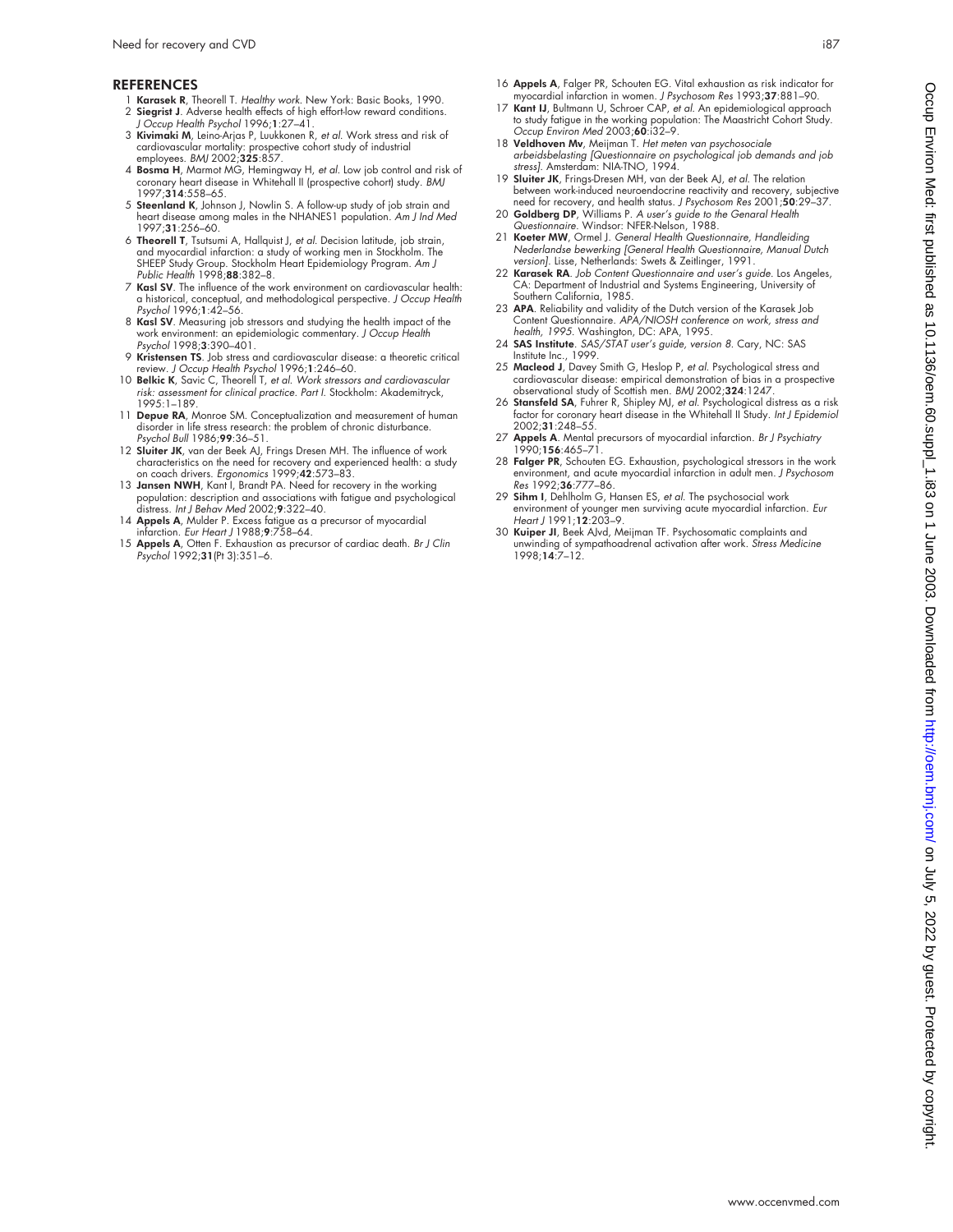## REFERENCES

1 **Karasek R**, Theorell T. *Healthy work*. New York: Basic Books, 1990.

2 **Siegrist J**. Adverse health effects of high effort-low reward conditions. *J Occup Health Psychol* 1996;**1**:27–41.

3 **Kivimaki M**, Leino-Arjas P, Luukkonen R, *et al*. Work stress and risk of cardiovascular mortality: prospective cohort study of industrial employees. *BMJ* 2002;**325**:857.

4 **Bosma H**, Marmot MG, Hemingway H, *et al*. Low job control and risk of coronary heart disease in Whitehall II (prospective cohort) study. *BMJ* 1997;**314**:558–65.

5 **Steenland K**, Johnson J, Nowlin S. A follow-up study of job strain and heart disease among males in the NHANES1 population. *Am J Ind Med* 1997;**31**:256–60.

6 **Theorell T**, Tsutsumi A, Hallquist J, *et al*. Decision latitude, job strain, and myocardial infarction: a study of working men in Stockholm. The SHEEP Study Group. Stockholm Heart Epidemiology Program. *Am J Public Health* 1998;**88**:382–8.

7 **Kasl SV**. The influence of the work environment on cardiovascular health: a historical, conceptual, and methodological perspective. *J Occup Health Psychol* 1996;**1**:42–56.

8 **Kasl SV**. Measuring job stressors and studying the health impact of the work environment: an epidemiologic commentary. *J Occup Health Psychol* 1998;**3**:390–401.

9 **Kristensen TS**. Job stress and cardiovascular disease: a theoretic critical review. *J Occup Health Psychol* 1996;**1**:246–60.

10 **Belkic K**, Savic C, Theorell T, *et al*. *Work stressors and cardiovascular risk: assessment for clinical practice. Part I*. Stockholm: Akademitryck, 1995:1–189.

11 **Depue RA**, Monroe SM. Conceptualization and measurement of human disorder in life stress research: the problem of chronic disturbance. *Psychol Bull* 1986;**99**:36–51.

12 **Sluiter JK**, van der Beek AJ, Frings Dresen MH. The influence of work characteristics on the need for recovery and experienced health: a study on coach drivers. *Ergonomics* 1999;**42**:573–83.

13 **Jansen NWH**, Kant I, Brandt PA. Need for recovery in the working population: description and associations with fatigue and psychological distress. *Int J Behav Med* 2002;**9**:322–40.

14 **Appels A**, Mulder P. Excess fatigue as a precursor of myocardial infarction. *Eur Heart J* 1988;**9**:758–64.

15 **Appels A**, Otten F. Exhaustion as precursor of cardiac death. *Br J Clin Psychol* 1992;**31**(Pt 3):351–6.

16 **Appels A**, Falger PR, Schouten EG. Vital exhaustion as risk indicator for myocardial infarction in women. *J Psychosom Res* 1993;**37**:881–90.

17 **Kant IJ**, Bultmann U, Schroer CAP, *et al*. An epidemiological approach to study fatigue in the working population: The Maastricht Cohort Study. *Occup Environ Med* 2003;**60**:i32–9.

18 **Veldhoven Mv**, Meijman T. *Het meten van psychosociale arbeidsbelasting [Questionnaire on psychological job demands and job stress]*. Amsterdam: NIA-TNO, 1994.

19 **Sluiter JK**, Frings-Dresen MH, van der Beek AJ, *et al*. The relation between work-induced neuroendocrine reactivity and recovery, subjective need for recovery, and health status. *J Psychosom Res* 2001;**50**:29–37.

20 **Goldberg DP**, Williams P. *A user's guide to the Genaral Health Questionnaire*. Windsor: NFER-Nelson, 1988.

21 **Koeter MW**, Ormel J. *General Health Questionnaire, Handleiding Nederlandse bewerking [General Health Questionnaire, Manual Dutch version]*. Lisse, Netherlands: Swets & Zeitlinger, 1991.

22 **Karasek RA**. *Job Content Questionnaire and user's guide*. Los Angeles, CA: Department of Industrial and Systems Engineering, University of Southern California, 1985.

23 **APA**. Reliability and validity of the Dutch version of the Karasek Job Content Questionnaire. *APA/NIOSH conference on work, stress and health, 1995*. Washington, DC: APA, 1995.

24 **SAS Institute**. *SAS/STAT user's guide, version 8*. Cary, NC: SAS Institute Inc., 1999.

25 **Macleod J**, Davey Smith G, Heslop P, *et al*. Psychological stress and cardiovascular disease: empirical demonstration of bias in a prospective observational study of Scottish men. *BMJ* 2002;**324**:1247.

26 **Stansfeld SA**, Fuhrer R, Shipley MJ, *et al*. Psychological distress as a risk factor for coronary heart disease in the Whitehall II Study. *Int J Epidemiol* 2002;**31**:248–55.

27 **Appels A**. Mental precursors of myocardial infarction. *Br J Psychiatry* 1990;**156**:465–71.

28 **Falger PR**, Schouten EG. Exhaustion, psychological stressors in the work environment, and acute myocardial infarction in adult men. *J Psychosom Res* 1992;**36**:777–86.

29 **Sihm I**, Dehlholm G, Hansen ES, *et al*. The psychosocial work environment of younger men surviving acute myocardial infarction. *Eur Heart J* 1991;**12**:203–9.

30 **Kuiper JI**, Beek AJvd, Meijman TF. Psychosomatic complaints and unwinding of sympathoadrenal activation after work. *Stress Medicine* 1998;**14**:7–12.